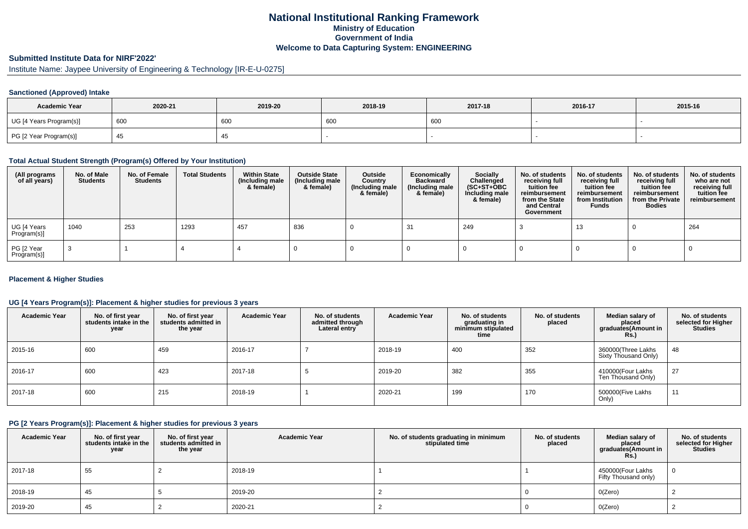# National Institutional Ranking Framework
## Ministry of Education
## Government of India
## Welcome to Data Capturing System: ENGINEERING

### Submitted Institute Data for NIRF'2022'

Institute Name: Jaypee University of Engineering & Technology [IR-E-U-0275]

#### Sanctioned (Approved) Intake

| Academic Year | 2020-21 | 2019-20 | 2018-19 | 2017-18 | 2016-17 | 2015-16 |
|---|---|---|---|---|---|---|
| UG [4 Years Program(s)] | 600 | 600 | 600 | 600 | - | - |
| PG [2 Year Program(s)] | 45 | 45 | - | - | - | - |

#### Total Actual Student Strength (Program(s) Offered by Your Institution)

| (All programs of all years) | No. of Male Students | No. of Female Students | Total Students | Within State (Including male & female) | Outside State (Including male & female) | Outside Country (Including male & female) | Economically Backward (Including male & female) | Socially Challenged (SC+ST+OBC Including male & female) | No. of students receiving full tuition fee reimbursement from the State and Central Government | No. of students receiving full tuition fee reimbursement from Institution Funds | No. of students receiving full tuition fee reimbursement from the Private Bodies | No. of students who are not receiving full tuition fee reimbursement |
|---|---|---|---|---|---|---|---|---|---|---|---|---|
| UG [4 Years Program(s)] | 1040 | 253 | 1293 | 457 | 836 | 0 | 31 | 249 | 3 | 13 | 0 | 264 |
| PG [2 Year Program(s)] | 3 | 1 | 4 | 4 | 0 | 0 | 0 | 0 | 0 | 0 | 0 | 0 |

#### Placement & Higher Studies

#### UG [4 Years Program(s)]: Placement & higher studies for previous 3 years

| Academic Year | No. of first year students intake in the year | No. of first year students admitted in the year | Academic Year | No. of students admitted through Lateral entry | Academic Year | No. of students graduating in minimum stipulated time | No. of students placed | Median salary of placed graduates(Amount in Rs.) | No. of students selected for Higher Studies |
|---|---|---|---|---|---|---|---|---|---|
| 2015-16 | 600 | 459 | 2016-17 | 7 | 2018-19 | 400 | 352 | 360000(Three Lakhs Sixty Thousand Only) | 48 |
| 2016-17 | 600 | 423 | 2017-18 | 5 | 2019-20 | 382 | 355 | 410000(Four Lakhs Ten Thousand Only) | 27 |
| 2017-18 | 600 | 215 | 2018-19 | 1 | 2020-21 | 199 | 170 | 500000(Five Lakhs Only) | 11 |

#### PG [2 Years Program(s)]: Placement & higher studies for previous 3 years

| Academic Year | No. of first year students intake in the year | No. of first year students admitted in the year | Academic Year | No. of students graduating in minimum stipulated time | No. of students placed | Median salary of placed graduates(Amount in Rs.) | No. of students selected for Higher Studies |
|---|---|---|---|---|---|---|---|
| 2017-18 | 55 | 2 | 2018-19 | 1 | 1 | 450000(Four Lakhs Fifty Thousand only) | 0 |
| 2018-19 | 45 | 5 | 2019-20 | 2 | 0 | 0(Zero) | 2 |
| 2019-20 | 45 | 2 | 2020-21 | 2 | 0 | 0(Zero) | 2 |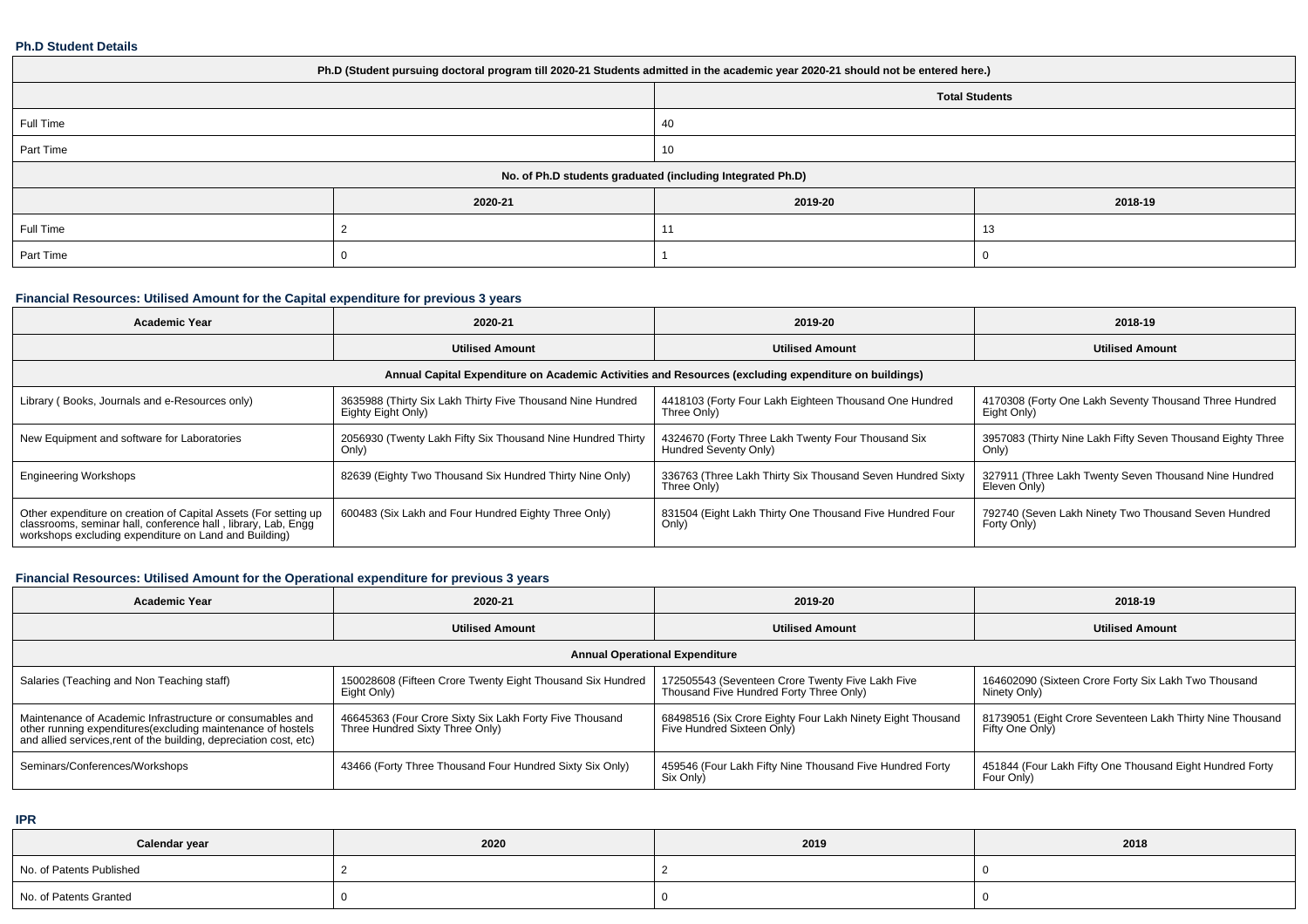**Ph.D Student Details**

| Ph.D (Student pursuing doctoral program till 2020-21 Students admitted in the academic year 2020-21 should not be entered here.) | | | |
|---|---|---|---|
| | Total Students | | |
| Full Time | 40 | | |
| Part Time | 10 | | |
| No. of Ph.D students graduated (including Integrated Ph.D) | | | |
| | 2020-21 | 2019-20 | 2018-19 |
| Full Time | 2 | 11 | 13 |
| Part Time | 0 | 1 | 0 |

**Financial Resources: Utilised Amount for the Capital expenditure for previous 3 years**

| Academic Year | 2020-21 | 2019-20 | 2018-19 |
|---|---|---|---|
| | Utilised Amount | Utilised Amount | Utilised Amount |
| Annual Capital Expenditure on Academic Activities and Resources (excluding expenditure on buildings) | | | |
| Library ( Books, Journals and e-Resources only) | 3635988 (Thirty Six Lakh Thirty Five Thousand Nine Hundred Eighty Eight Only) | 4418103 (Forty Four Lakh Eighteen Thousand One Hundred Three Only) | 4170308 (Forty One Lakh Seventy Thousand Three Hundred Eight Only) |
| New Equipment and software for Laboratories | 2056930 (Twenty Lakh Fifty Six Thousand Nine Hundred Thirty Only) | 4324670 (Forty Three Lakh Twenty Four Thousand Six Hundred Seventy Only) | 3957083 (Thirty Nine Lakh Fifty Seven Thousand Eighty Three Only) |
| Engineering Workshops | 82639 (Eighty Two Thousand Six Hundred Thirty Nine Only) | 336763 (Three Lakh Thirty Six Thousand Seven Hundred Sixty Three Only) | 327911 (Three Lakh Twenty Seven Thousand Nine Hundred Eleven Only) |
| Other expenditure on creation of Capital Assets (For setting up classrooms, seminar hall, conference hall , library, Lab, Engg workshops excluding expenditure on Land and Building) | 600483 (Six Lakh and Four Hundred Eighty Three Only) | 831504 (Eight Lakh Thirty One Thousand Five Hundred Four Only) | 792740 (Seven Lakh Ninety Two Thousand Seven Hundred Forty Only) |

**Financial Resources: Utilised Amount for the Operational expenditure for previous 3 years**

| Academic Year | 2020-21 | 2019-20 | 2018-19 |
|---|---|---|---|
| | Utilised Amount | Utilised Amount | Utilised Amount |
| Annual Operational Expenditure | | | |
| Salaries (Teaching and Non Teaching staff) | 150028608 (Fifteen Crore Twenty Eight Thousand Six Hundred Eight Only) | 172505543 (Seventeen Crore Twenty Five Lakh Five Thousand Five Hundred Forty Three Only) | 164602090 (Sixteen Crore Forty Six Lakh Two Thousand Ninety Only) |
| Maintenance of Academic Infrastructure or consumables and other running expenditures(excluding maintenance of hostels and allied services,rent of the building, depreciation cost, etc) | 46645363 (Four Crore Sixty Six Lakh Forty Five Thousand Three Hundred Sixty Three Only) | 68498516 (Six Crore Eighty Four Lakh Ninety Eight Thousand Five Hundred Sixteen Only) | 81739051 (Eight Crore Seventeen Lakh Thirty Nine Thousand Fifty One Only) |
| Seminars/Conferences/Workshops | 43466 (Forty Three Thousand Four Hundred Sixty Six Only) | 459546 (Four Lakh Fifty Nine Thousand Five Hundred Forty Six Only) | 451844 (Four Lakh Fifty One Thousand Eight Hundred Forty Four Only) |

**IPR**

| Calendar year | 2020 | 2019 | 2018 |
|---|---|---|---|
| No. of Patents Published | 2 | 2 | 0 |
| No. of Patents Granted | 0 | 0 | 0 |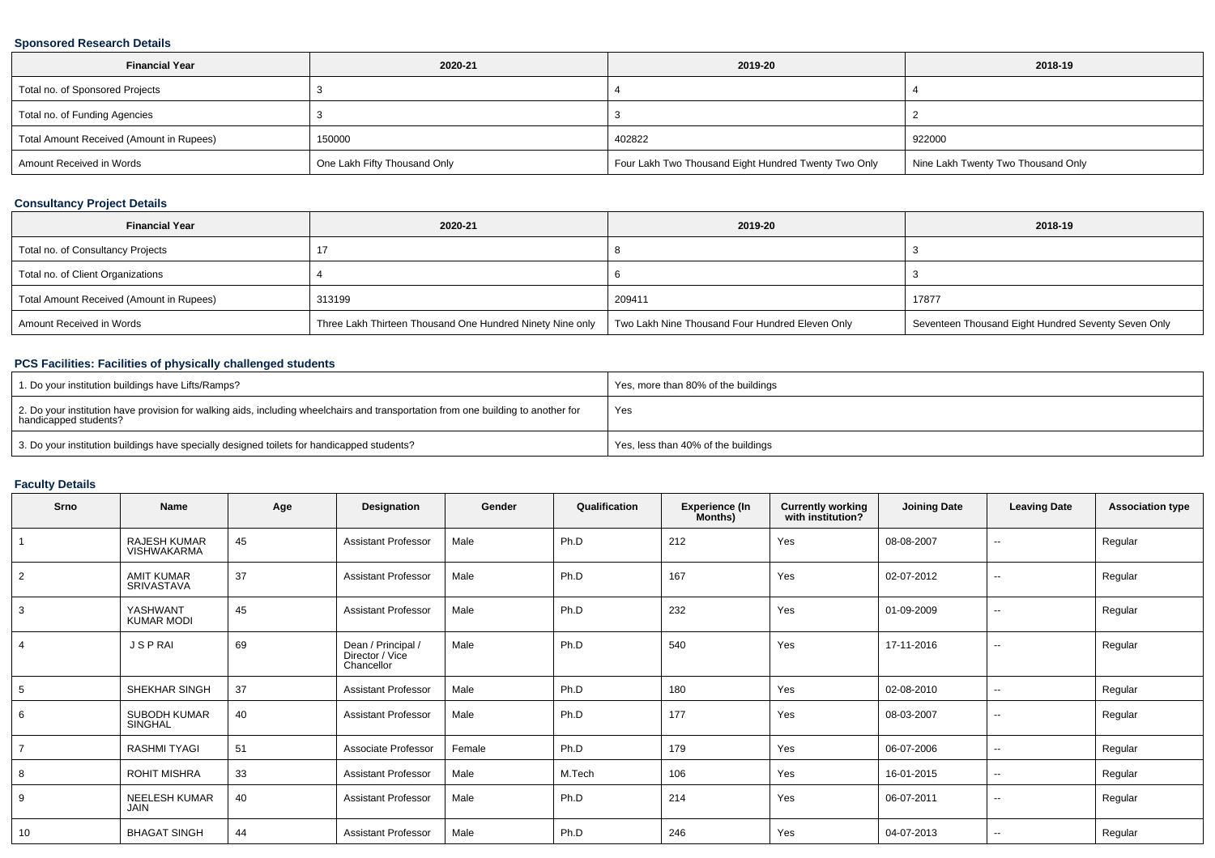### Sponsored Research Details

| Financial Year | 2020-21 | 2019-20 | 2018-19 |
|---|---|---|---|
| Total no. of Sponsored Projects | 3 | 4 | 4 |
| Total no. of Funding Agencies | 3 | 3 | 2 |
| Total Amount Received (Amount in Rupees) | 150000 | 402822 | 922000 |
| Amount Received in Words | One Lakh Fifty Thousand Only | Four Lakh Two Thousand Eight Hundred Twenty Two Only | Nine Lakh Twenty Two Thousand Only |

### Consultancy Project Details

| Financial Year | 2020-21 | 2019-20 | 2018-19 |
|---|---|---|---|
| Total no. of Consultancy Projects | 17 | 8 | 3 |
| Total no. of Client Organizations | 4 | 6 | 3 |
| Total Amount Received (Amount in Rupees) | 313199 | 209411 | 17877 |
| Amount Received in Words | Three Lakh Thirteen Thousand One Hundred Ninety Nine only | Two Lakh Nine Thousand Four Hundred Eleven Only | Seventeen Thousand Eight Hundred Seventy Seven Only |

### PCS Facilities: Facilities of physically challenged students

| | |
|---|---|
| 1. Do your institution buildings have Lifts/Ramps? | Yes, more than 80% of the buildings |
| 2. Do your institution have provision for walking aids, including wheelchairs and transportation from one building to another for handicapped students? | Yes |
| 3. Do your institution buildings have specially designed toilets for handicapped students? | Yes, less than 40% of the buildings |

### Faculty Details

| Srno | Name | Age | Designation | Gender | Qualification | Experience (In Months) | Currently working with institution? | Joining Date | Leaving Date | Association type |
|---|---|---|---|---|---|---|---|---|---|---|
| 1 | RAJESH KUMAR VISHWAKARMA | 45 | Assistant Professor | Male | Ph.D | 212 | Yes | 08-08-2007 | -- | Regular |
| 2 | AMIT KUMAR SRIVASTAVA | 37 | Assistant Professor | Male | Ph.D | 167 | Yes | 02-07-2012 | -- | Regular |
| 3 | YASHWANT KUMAR MODI | 45 | Assistant Professor | Male | Ph.D | 232 | Yes | 01-09-2009 | -- | Regular |
| 4 | J S P RAI | 69 | Dean / Principal / Director / Vice Chancellor | Male | Ph.D | 540 | Yes | 17-11-2016 | -- | Regular |
| 5 | SHEKHAR SINGH | 37 | Assistant Professor | Male | Ph.D | 180 | Yes | 02-08-2010 | -- | Regular |
| 6 | SUBODH KUMAR SINGHAL | 40 | Assistant Professor | Male | Ph.D | 177 | Yes | 08-03-2007 | -- | Regular |
| 7 | RASHMI TYAGI | 51 | Associate Professor | Female | Ph.D | 179 | Yes | 06-07-2006 | -- | Regular |
| 8 | ROHIT MISHRA | 33 | Assistant Professor | Male | M.Tech | 106 | Yes | 16-01-2015 | -- | Regular |
| 9 | NEELESH KUMAR JAIN | 40 | Assistant Professor | Male | Ph.D | 214 | Yes | 06-07-2011 | -- | Regular |
| 10 | BHAGAT SINGH | 44 | Assistant Professor | Male | Ph.D | 246 | Yes | 04-07-2013 | -- | Regular |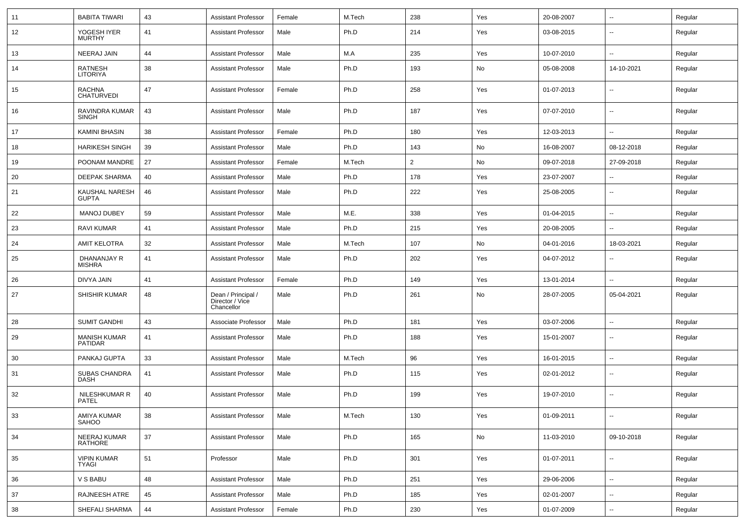| 11 | BABITA TIWARI | 43 | Assistant Professor | Female | M.Tech | 238 | Yes | 20-08-2007 | -- | Regular |
|---|---|---|---|---|---|---|---|---|---|---|
| 12 | YOGESH IYER MURTHY | 41 | Assistant Professor | Male | Ph.D | 214 | Yes | 03-08-2015 | -- | Regular |
| 13 | NEERAJ JAIN | 44 | Assistant Professor | Male | M.A | 235 | Yes | 10-07-2010 | -- | Regular |
| 14 | RATNESH LITORIYA | 38 | Assistant Professor | Male | Ph.D | 193 | No | 05-08-2008 | 14-10-2021 | Regular |
| 15 | RACHNA CHATURVEDI | 47 | Assistant Professor | Female | Ph.D | 258 | Yes | 01-07-2013 | -- | Regular |
| 16 | RAVINDRA KUMAR SINGH | 43 | Assistant Professor | Male | Ph.D | 187 | Yes | 07-07-2010 | -- | Regular |
| 17 | KAMINI BHASIN | 38 | Assistant Professor | Female | Ph.D | 180 | Yes | 12-03-2013 | -- | Regular |
| 18 | HARIKESH SINGH | 39 | Assistant Professor | Male | Ph.D | 143 | No | 16-08-2007 | 08-12-2018 | Regular |
| 19 | POONAM MANDRE | 27 | Assistant Professor | Female | M.Tech | 2 | No | 09-07-2018 | 27-09-2018 | Regular |
| 20 | DEEPAK SHARMA | 40 | Assistant Professor | Male | Ph.D | 178 | Yes | 23-07-2007 | -- | Regular |
| 21 | KAUSHAL NARESH GUPTA | 46 | Assistant Professor | Male | Ph.D | 222 | Yes | 25-08-2005 | -- | Regular |
| 22 | MANOJ DUBEY | 59 | Assistant Professor | Male | M.E. | 338 | Yes | 01-04-2015 | -- | Regular |
| 23 | RAVI KUMAR | 41 | Assistant Professor | Male | Ph.D | 215 | Yes | 20-08-2005 | -- | Regular |
| 24 | AMIT KELOTRA | 32 | Assistant Professor | Male | M.Tech | 107 | No | 04-01-2016 | 18-03-2021 | Regular |
| 25 | DHANANJAY R MISHRA | 41 | Assistant Professor | Male | Ph.D | 202 | Yes | 04-07-2012 | -- | Regular |
| 26 | DIVYA JAIN | 41 | Assistant Professor | Female | Ph.D | 149 | Yes | 13-01-2014 | -- | Regular |
| 27 | SHISHIR KUMAR | 48 | Dean / Principal / Director / Vice Chancellor | Male | Ph.D | 261 | No | 28-07-2005 | 05-04-2021 | Regular |
| 28 | SUMIT GANDHI | 43 | Associate Professor | Male | Ph.D | 181 | Yes | 03-07-2006 | -- | Regular |
| 29 | MANISH KUMAR PATIDAR | 41 | Assistant Professor | Male | Ph.D | 188 | Yes | 15-01-2007 | -- | Regular |
| 30 | PANKAJ GUPTA | 33 | Assistant Professor | Male | M.Tech | 96 | Yes | 16-01-2015 | -- | Regular |
| 31 | SUBAS CHANDRA DASH | 41 | Assistant Professor | Male | Ph.D | 115 | Yes | 02-01-2012 | -- | Regular |
| 32 | NILESHKUMAR R PATEL | 40 | Assistant Professor | Male | Ph.D | 199 | Yes | 19-07-2010 | -- | Regular |
| 33 | AMIYA KUMAR SAHOO | 38 | Assistant Professor | Male | M.Tech | 130 | Yes | 01-09-2011 | -- | Regular |
| 34 | NEERAJ KUMAR RATHORE | 37 | Assistant Professor | Male | Ph.D | 165 | No | 11-03-2010 | 09-10-2018 | Regular |
| 35 | VIPIN KUMAR TYAGI | 51 | Professor | Male | Ph.D | 301 | Yes | 01-07-2011 | -- | Regular |
| 36 | V S BABU | 48 | Assistant Professor | Male | Ph.D | 251 | Yes | 29-06-2006 | -- | Regular |
| 37 | RAJNEESH ATRE | 45 | Assistant Professor | Male | Ph.D | 185 | Yes | 02-01-2007 | -- | Regular |
| 38 | SHEFALI SHARMA | 44 | Assistant Professor | Female | Ph.D | 230 | Yes | 01-07-2009 | -- | Regular |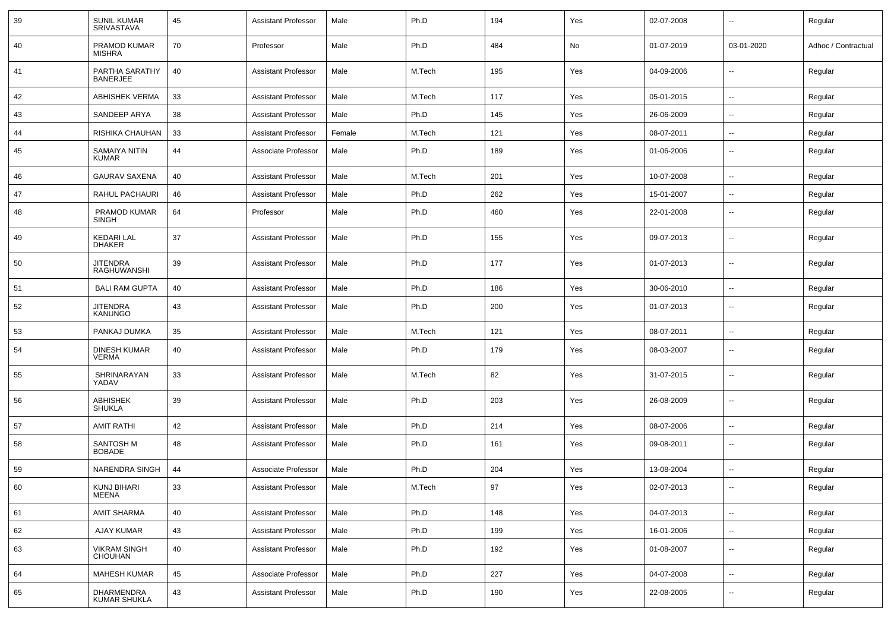| 39 | SUNIL KUMAR SRIVASTAVA | 45 | Assistant Professor | Male | Ph.D | 194 | Yes | 02-07-2008 | -- | Regular |
|---|---|---|---|---|---|---|---|---|---|---|
| 40 | PRAMOD KUMAR MISHRA | 70 | Professor | Male | Ph.D | 484 | No | 01-07-2019 | 03-01-2020 | Adhoc / Contractual |
| 41 | PARTHA SARATHY BANERJEE | 40 | Assistant Professor | Male | M.Tech | 195 | Yes | 04-09-2006 | -- | Regular |
| 42 | ABHISHEK VERMA | 33 | Assistant Professor | Male | M.Tech | 117 | Yes | 05-01-2015 | -- | Regular |
| 43 | SANDEEP ARYA | 38 | Assistant Professor | Male | Ph.D | 145 | Yes | 26-06-2009 | -- | Regular |
| 44 | RISHIKA CHAUHAN | 33 | Assistant Professor | Female | M.Tech | 121 | Yes | 08-07-2011 | -- | Regular |
| 45 | SAMAIYA NITIN KUMAR | 44 | Associate Professor | Male | Ph.D | 189 | Yes | 01-06-2006 | -- | Regular |
| 46 | GAURAV SAXENA | 40 | Assistant Professor | Male | M.Tech | 201 | Yes | 10-07-2008 | -- | Regular |
| 47 | RAHUL PACHAURI | 46 | Assistant Professor | Male | Ph.D | 262 | Yes | 15-01-2007 | -- | Regular |
| 48 | PRAMOD KUMAR SINGH | 64 | Professor | Male | Ph.D | 460 | Yes | 22-01-2008 | -- | Regular |
| 49 | KEDARI LAL DHAKER | 37 | Assistant Professor | Male | Ph.D | 155 | Yes | 09-07-2013 | -- | Regular |
| 50 | JITENDRA RAGHUWANSHI | 39 | Assistant Professor | Male | Ph.D | 177 | Yes | 01-07-2013 | -- | Regular |
| 51 | BALI RAM GUPTA | 40 | Assistant Professor | Male | Ph.D | 186 | Yes | 30-06-2010 | -- | Regular |
| 52 | JITENDRA KANUNGO | 43 | Assistant Professor | Male | Ph.D | 200 | Yes | 01-07-2013 | -- | Regular |
| 53 | PANKAJ DUMKA | 35 | Assistant Professor | Male | M.Tech | 121 | Yes | 08-07-2011 | -- | Regular |
| 54 | DINESH KUMAR VERMA | 40 | Assistant Professor | Male | Ph.D | 179 | Yes | 08-03-2007 | -- | Regular |
| 55 | SHRINARAYAN YADAV | 33 | Assistant Professor | Male | M.Tech | 82 | Yes | 31-07-2015 | -- | Regular |
| 56 | ABHISHEK SHUKLA | 39 | Assistant Professor | Male | Ph.D | 203 | Yes | 26-08-2009 | -- | Regular |
| 57 | AMIT RATHI | 42 | Assistant Professor | Male | Ph.D | 214 | Yes | 08-07-2006 | -- | Regular |
| 58 | SANTOSH M BOBADE | 48 | Assistant Professor | Male | Ph.D | 161 | Yes | 09-08-2011 | -- | Regular |
| 59 | NARENDRA SINGH | 44 | Associate Professor | Male | Ph.D | 204 | Yes | 13-08-2004 | -- | Regular |
| 60 | KUNJ BIHARI MEENA | 33 | Assistant Professor | Male | M.Tech | 97 | Yes | 02-07-2013 | -- | Regular |
| 61 | AMIT SHARMA | 40 | Assistant Professor | Male | Ph.D | 148 | Yes | 04-07-2013 | -- | Regular |
| 62 | AJAY KUMAR | 43 | Assistant Professor | Male | Ph.D | 199 | Yes | 16-01-2006 | -- | Regular |
| 63 | VIKRAM SINGH CHOUHAN | 40 | Assistant Professor | Male | Ph.D | 192 | Yes | 01-08-2007 | -- | Regular |
| 64 | MAHESH KUMAR | 45 | Associate Professor | Male | Ph.D | 227 | Yes | 04-07-2008 | -- | Regular |
| 65 | DHARMENDRA KUMAR SHUKLA | 43 | Assistant Professor | Male | Ph.D | 190 | Yes | 22-08-2005 | -- | Regular |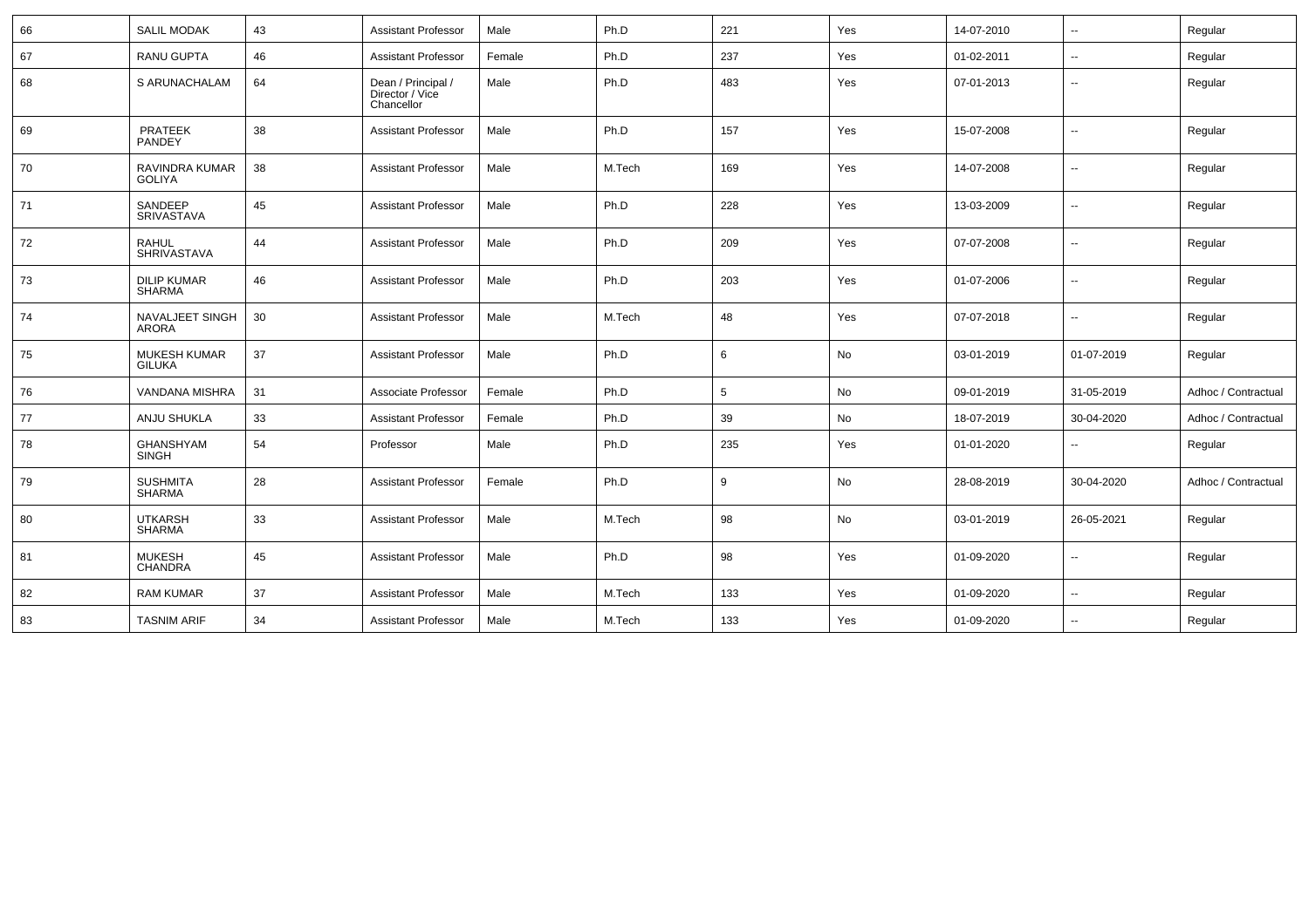| | | | | | | | | | | |
|---|---|---|---|---|---|---|---|---|---|---|
| 66 | SALIL MODAK | 43 | Assistant Professor | Male | Ph.D | 221 | Yes | 14-07-2010 | -- | Regular |
| 67 | RANU GUPTA | 46 | Assistant Professor | Female | Ph.D | 237 | Yes | 01-02-2011 | -- | Regular |
| 68 | S ARUNACHALAM | 64 | Dean / Principal / Director / Vice Chancellor | Male | Ph.D | 483 | Yes | 07-01-2013 | -- | Regular |
| 69 | PRATEEK PANDEY | 38 | Assistant Professor | Male | Ph.D | 157 | Yes | 15-07-2008 | -- | Regular |
| 70 | RAVINDRA KUMAR GOLIYA | 38 | Assistant Professor | Male | M.Tech | 169 | Yes | 14-07-2008 | -- | Regular |
| 71 | SANDEEP SRIVASTAVA | 45 | Assistant Professor | Male | Ph.D | 228 | Yes | 13-03-2009 | -- | Regular |
| 72 | RAHUL SHRIVASTAVA | 44 | Assistant Professor | Male | Ph.D | 209 | Yes | 07-07-2008 | -- | Regular |
| 73 | DILIP KUMAR SHARMA | 46 | Assistant Professor | Male | Ph.D | 203 | Yes | 01-07-2006 | -- | Regular |
| 74 | NAVALJEET SINGH ARORA | 30 | Assistant Professor | Male | M.Tech | 48 | Yes | 07-07-2018 | -- | Regular |
| 75 | MUKESH KUMAR GILUKA | 37 | Assistant Professor | Male | Ph.D | 6 | No | 03-01-2019 | 01-07-2019 | Regular |
| 76 | VANDANA MISHRA | 31 | Associate Professor | Female | Ph.D | 5 | No | 09-01-2019 | 31-05-2019 | Adhoc / Contractual |
| 77 | ANJU SHUKLA | 33 | Assistant Professor | Female | Ph.D | 39 | No | 18-07-2019 | 30-04-2020 | Adhoc / Contractual |
| 78 | GHANSHYAM SINGH | 54 | Professor | Male | Ph.D | 235 | Yes | 01-01-2020 | -- | Regular |
| 79 | SUSHMITA SHARMA | 28 | Assistant Professor | Female | Ph.D | 9 | No | 28-08-2019 | 30-04-2020 | Adhoc / Contractual |
| 80 | UTKARSH SHARMA | 33 | Assistant Professor | Male | M.Tech | 98 | No | 03-01-2019 | 26-05-2021 | Regular |
| 81 | MUKESH CHANDRA | 45 | Assistant Professor | Male | Ph.D | 98 | Yes | 01-09-2020 | -- | Regular |
| 82 | RAM KUMAR | 37 | Assistant Professor | Male | M.Tech | 133 | Yes | 01-09-2020 | -- | Regular |
| 83 | TASNIM ARIF | 34 | Assistant Professor | Male | M.Tech | 133 | Yes | 01-09-2020 | -- | Regular |